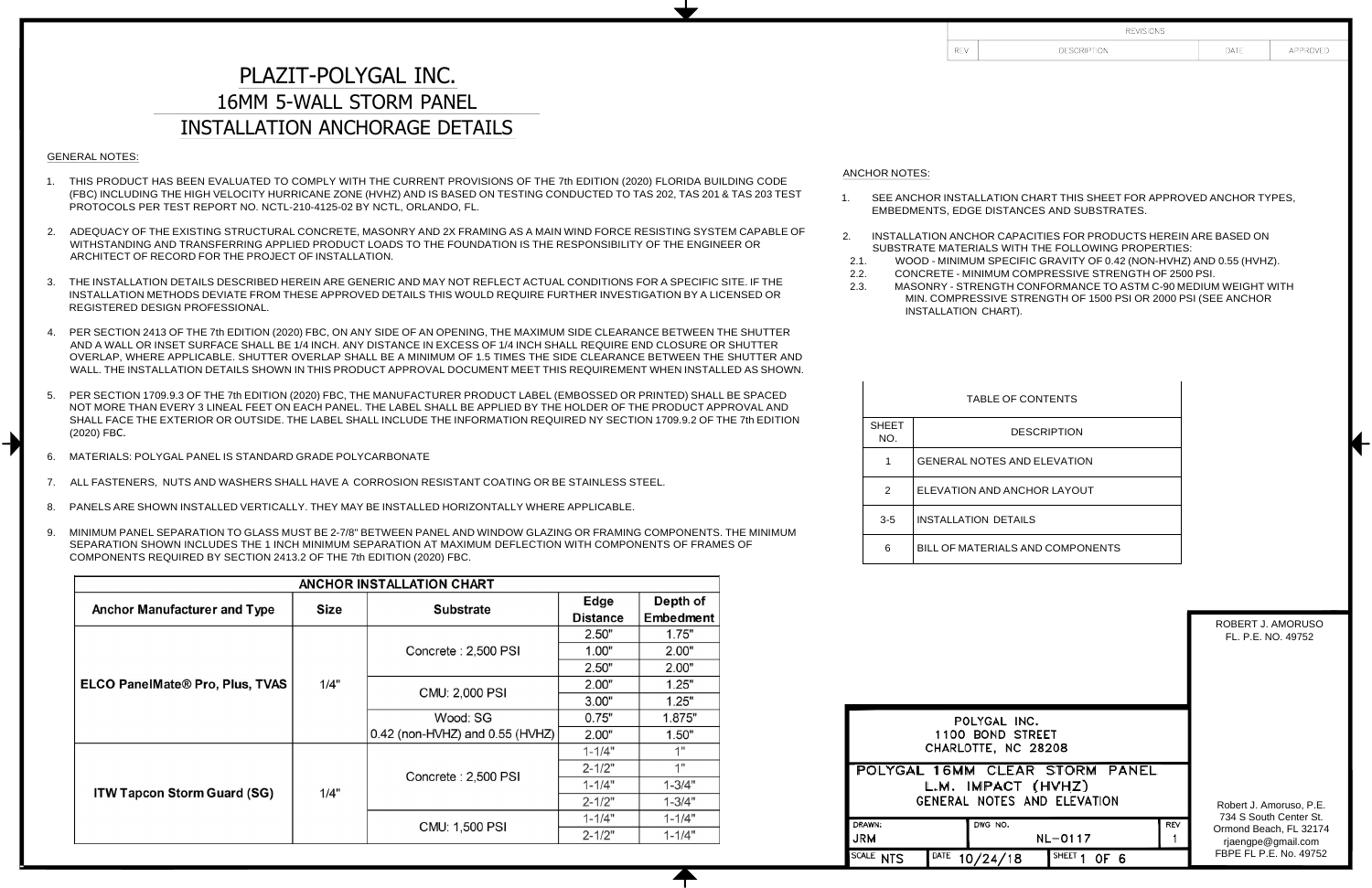# PLAZIT-POLYGAL INC.

## 16MM 5-WALL STORM PANEL

## INSTALLATION ANCHORAGE DETAILS

| REVISIONS | | | |
|---|---|---|---|
| REV | DESCRIPTION | DATE | APPROVED |

### GENERAL NOTES:

1. THIS PRODUCT HAS BEEN EVALUATED TO COMPLY WITH THE CURRENT PROVISIONS OF THE 7th EDITION (2020) FLORIDA BUILDING CODE (FBC) INCLUDING THE HIGH VELOCITY HURRICANE ZONE (HVHZ) AND IS BASED ON TESTING CONDUCTED TO TAS 202, TAS 201 & TAS 203 TEST PROTOCOLS PER TEST REPORT NO. NCTL-210-4125-02 BY NCTL, ORLANDO, FL.
2. ADEQUACY OF THE EXISTING STRUCTURAL CONCRETE, MASONRY AND 2X FRAMING AS A MAIN WIND FORCE RESISTING SYSTEM CAPABLE OF WITHSTANDING AND TRANSFERRING APPLIED PRODUCT LOADS TO THE FOUNDATION IS THE RESPONSIBILITY OF THE ENGINEER OR ARCHITECT OF RECORD FOR THE PROJECT OF INSTALLATION.
3. THE INSTALLATION DETAILS DESCRIBED HEREIN ARE GENERIC AND MAY NOT REFLECT ACTUAL CONDITIONS FOR A SPECIFIC SITE. IF THE INSTALLATION METHODS DEVIATE FROM THESE APPROVED DETAILS THIS WOULD REQUIRE FURTHER INVESTIGATION BY A LICENSED OR REGISTERED DESIGN PROFESSIONAL.
4. PER SECTION 2413 OF THE 7th EDITION (2020) FBC, ON ANY SIDE OF AN OPENING, THE MAXIMUM SIDE CLEARANCE BETWEEN THE SHUTTER AND A WALL OR INSET SURFACE SHALL BE 1/4 INCH. ANY DISTANCE IN EXCESS OF 1/4 INCH SHALL REQUIRE END CLOSURE OR SHUTTER OVERLAP, WHERE APPLICABLE. SHUTTER OVERLAP SHALL BE A MINIMUM OF 1.5 TIMES THE SIDE CLEARANCE BETWEEN THE SHUTTER AND WALL. THE INSTALLATION DETAILS SHOWN IN THIS PRODUCT APPROVAL DOCUMENT MEET THIS REQUIREMENT WHEN INSTALLED AS SHOWN.
5. PER SECTION 1709.9.3 OF THE 7th EDITION (2020) FBC, THE MANUFACTURER PRODUCT LABEL (EMBOSSED OR PRINTED) SHALL BE SPACED NOT MORE THAN EVERY 3 LINEAL FEET ON EACH PANEL. THE LABEL SHALL BE APPLIED BY THE HOLDER OF THE PRODUCT APPROVAL AND SHALL FACE THE EXTERIOR OR OUTSIDE. THE LABEL SHALL INCLUDE THE INFORMATION REQUIRED NY SECTION 1709.9.2 OF THE 7th EDITION (2020) FBC.
6. MATERIALS: POLYGAL PANEL IS STANDARD GRADE POLYCARBONATE
7. ALL FASTENERS, NUTS AND WASHERS SHALL HAVE A CORROSION RESISTANT COATING OR BE STAINLESS STEEL.
8. PANELS ARE SHOWN INSTALLED VERTICALLY. THEY MAY BE INSTALLED HORIZONTALLY WHERE APPLICABLE.
9. MINIMUM PANEL SEPARATION TO GLASS MUST BE 2-7/8" BETWEEN PANEL AND WINDOW GLAZING OR FRAMING COMPONENTS. THE MINIMUM SEPARATION SHOWN INCLUDES THE 1 INCH MINIMUM SEPARATION AT MAXIMUM DEFLECTION WITH COMPONENTS OF FRAMES OF COMPONENTS REQUIRED BY SECTION 2413.2 OF THE 7th EDITION (2020) FBC.

**ANCHOR INSTALLATION CHART**

| Anchor Manufacturer and Type | Size | Substrate | Edge Distance | Depth of Embedment |
|---|---|---|---|---|
| ELCO PanelMate® Pro, Plus, TVAS | 1/4" | Concrete : 2,500 PSI | 2.50" | 1.75" |
| | | | 1.00" | 2.00" |
| | | | 2.50" | 2.00" |
| | | CMU: 2,000 PSI | 2.00" | 1.25" |
| | | | 3.00" | 1.25" |
| | | Wood: SG 0.42 (non-HVHZ) and 0.55 (HVHZ) | 0.75" | 1.875" |
| | | | 2.00" | 1.50" |
| ITW Tapcon Storm Guard (SG) | 1/4" | Concrete : 2,500 PSI | 1-1/4" | 1" |
| | | | 2-1/2" | 1" |
| | | | 1-1/4" | 1-3/4" |
| | | | 2-1/2" | 1-3/4" |
| | | CMU: 1,500 PSI | 1-1/4" | 1-1/4" |
| | | | 2-1/2" | 1-1/4" |

### ANCHOR NOTES:

1. SEE ANCHOR INSTALLATION CHART THIS SHEET FOR APPROVED ANCHOR TYPES, EMBEDMENTS, EDGE DISTANCES AND SUBSTRATES.
2. INSTALLATION ANCHOR CAPACITIES FOR PRODUCTS HEREIN ARE BASED ON SUBSTRATE MATERIALS WITH THE FOLLOWING PROPERTIES:
   - 2.1. WOOD - MINIMUM SPECIFIC GRAVITY OF 0.42 (NON-HVHZ) AND 0.55 (HVHZ).
   - 2.2. CONCRETE - MINIMUM COMPRESSIVE STRENGTH OF 2500 PSI.
   - 2.3. MASONRY - STRENGTH CONFORMANCE TO ASTM C-90 MEDIUM WEIGHT WITH MIN. COMPRESSIVE STRENGTH OF 1500 PSI OR 2000 PSI (SEE ANCHOR INSTALLATION CHART).

**TABLE OF CONTENTS**

| SHEET NO. | DESCRIPTION |
|---|---|
| 1 | GENERAL NOTES AND ELEVATION |
| 2 | ELEVATION AND ANCHOR LAYOUT |
| 3-5 | INSTALLATION DETAILS |
| 6 | BILL OF MATERIALS AND COMPONENTS |

ROBERT J. AMORUSO
FL. P.E. NO. 49752

POLYGAL INC.
1100 BOND STREET
CHARLOTTE, NC 28208

POLYGAL 16MM CLEAR STORM PANEL
L.M. IMPACT (HVHZ)
GENERAL NOTES AND ELEVATION

| DRAWN: | DWG NO. | REV |
|---|---|---|
| JRM | NL-0117 | 1 |
| SCALE NTS | DATE 10/24/18 | SHEET 1 OF 6 |

Robert J. Amoruso, P.E.
734 S South Center St.
Ormond Beach, FL 32174
rjaengpe@gmail.com
FBPE FL P.E. No. 49752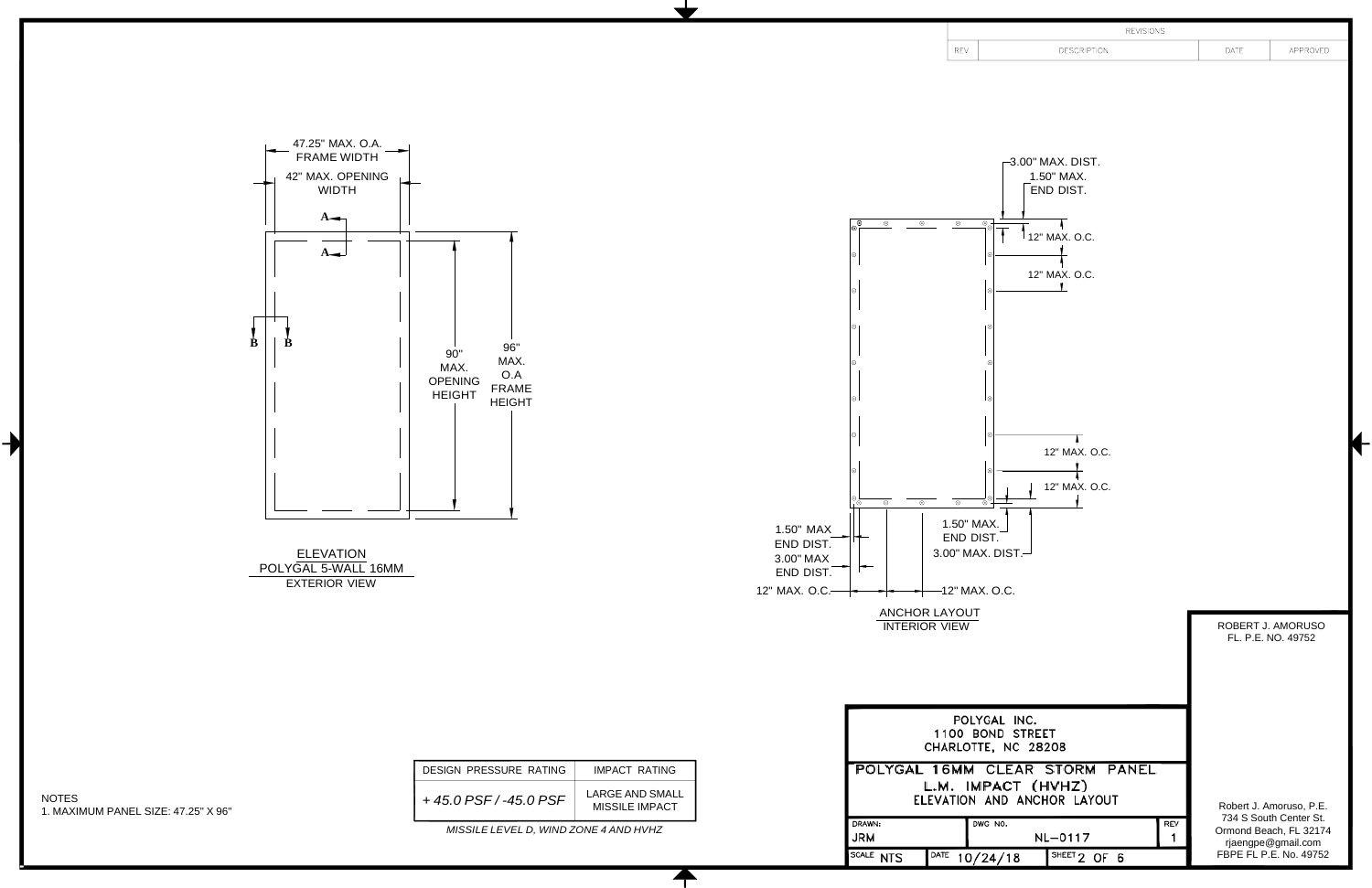| REV | DESCRIPTION | DATE | APPROVED |
| --- | --- | --- | --- |

REVISIONS

47.25" MAX. O.A. FRAME WIDTH

42" MAX. OPENING WIDTH

A

A

B

B

90" MAX. OPENING HEIGHT

96" MAX. O.A FRAME HEIGHT

ELEVATION
POLYGAL 5-WALL 16MM
EXTERIOR VIEW

3.00" MAX. DIST.

1.50" MAX. END DIST.

12" MAX. O.C.

12" MAX. O.C.

12" MAX. O.C.

12" MAX. O.C.

1.50" MAX END DIST.

3.00" MAX END DIST.

1.50" MAX. END DIST.

3.00" MAX. DIST.

12" MAX. O.C.

12" MAX. O.C.

ANCHOR LAYOUT
INTERIOR VIEW

ROBERT J. AMORUSO
FL. P.E. NO. 49752

| DESIGN PRESSURE RATING | IMPACT RATING |
| --- | --- |
| *+ 45.0 PSF / -45.0 PSF* | LARGE AND SMALL MISSILE IMPACT |

*MISSILE LEVEL D, WIND ZONE 4 AND HVHZ*

NOTES
1. MAXIMUM PANEL SIZE: 47.25" X 96"

POLYGAL INC.
1100 BOND STREET
CHARLOTTE, NC 28208

POLYGAL 16MM CLEAR STORM PANEL
L.M. IMPACT (HVHZ)
ELEVATION AND ANCHOR LAYOUT

| DRAWN: JRM | DWG NO. NL-0117 | | REV 1 |
| --- | --- | --- | --- |
| SCALE NTS | DATE 10/24/18 | SHEET 2 OF 6 | |

Robert J. Amoruso, P.E.
734 S South Center St.
Ormond Beach, FL 32174
rjaengpe@gmail.com
FBPE FL P.E. No. 49752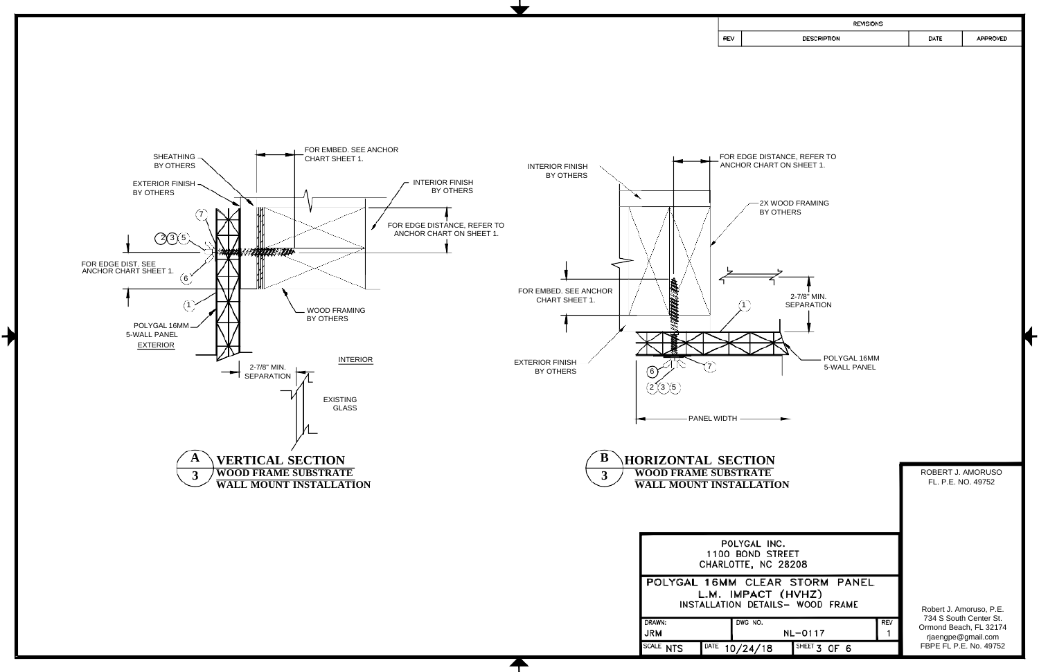| REVISIONS | | | |
|---|---|---|---|
| REV | DESCRIPTION | DATE | APPROVED |

SHEATHING BY OTHERS

EXTERIOR FINISH BY OTHERS

FOR EMBED. SEE ANCHOR CHART SHEET 1.

INTERIOR FINISH BY OTHERS

FOR EDGE DISTANCE, REFER TO ANCHOR CHART ON SHEET 1.

7

2 3 5

FOR EDGE DIST. SEE ANCHOR CHART SHEET 1.

6

1

POLYGAL 16MM 5-WALL PANEL

EXTERIOR

WOOD FRAMING BY OTHERS

INTERIOR

2-7/8" MIN. SEPARATION

EXISTING GLASS

## A/3 VERTICAL SECTION

**WOOD FRAME SUBSTRATE**

**WALL MOUNT INSTALLATION**

INTERIOR FINISH BY OTHERS

FOR EDGE DISTANCE, REFER TO ANCHOR CHART ON SHEET 1.

2X WOOD FRAMING BY OTHERS

FOR EMBED. SEE ANCHOR CHART SHEET 1.

1

2-7/8" MIN. SEPARATION

EXTERIOR FINISH BY OTHERS

POLYGAL 16MM 5-WALL PANEL

6

7

2 3 5

PANEL WIDTH

## B/3 HORIZONTAL SECTION

**WOOD FRAME SUBSTRATE**

**WALL MOUNT INSTALLATION**

ROBERT J. AMORUSO
FL. P.E. NO. 49752

POLYGAL INC.
1100 BOND STREET
CHARLOTTE, NC 28208

POLYGAL 16MM CLEAR STORM PANEL
L.M. IMPACT (HVHZ)
INSTALLATION DETAILS– WOOD FRAME

| DRAWN: JRM | DWG NO. NL-0117 | | REV 1 |
|---|---|---|---|
| SCALE NTS | DATE 10/24/18 | SHEET 3 OF 6 | |

Robert J. Amoruso, P.E.
734 S South Center St.
Ormond Beach, FL 32174
rjaengpe@gmail.com
FBPE FL P.E. No. 49752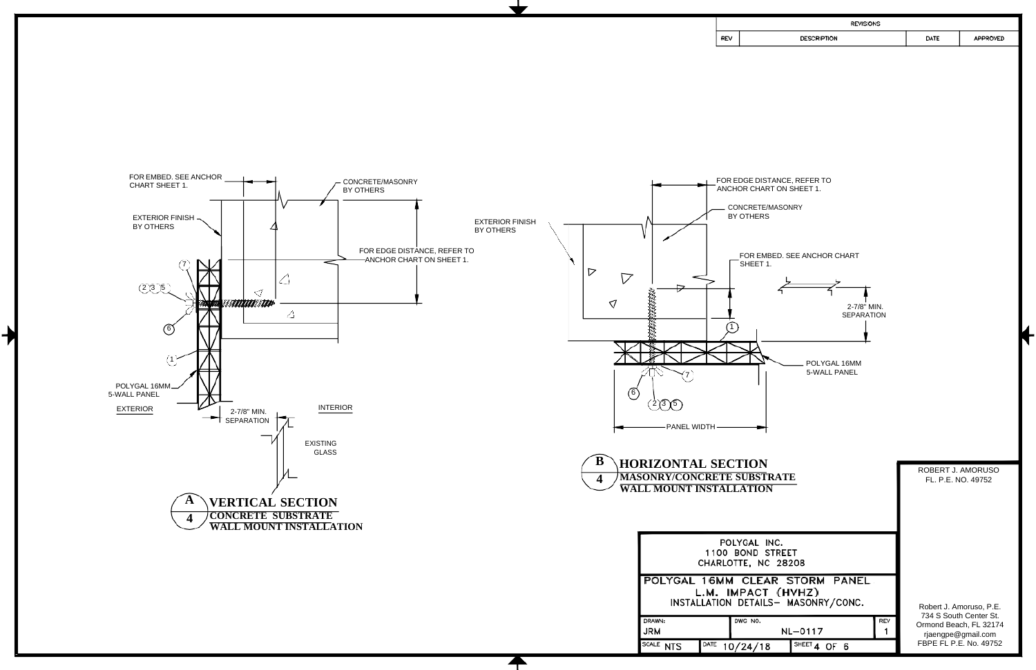| REVISIONS | | | |
|---|---|---|---|
| REV | DESCRIPTION | DATE | APPROVED |

FOR EMBED. SEE ANCHOR CHART SHEET 1.

CONCRETE/MASONRY BY OTHERS

EXTERIOR FINISH BY OTHERS

FOR EDGE DISTANCE, REFER TO ANCHOR CHART ON SHEET 1.

7

2 3 5

6

1

POLYGAL 16MM 5-WALL PANEL

EXTERIOR

2-7/8" MIN. SEPARATION

INTERIOR

EXISTING GLASS

## A/4 VERTICAL SECTION
**CONCRETE SUBSTRATE**
**WALL MOUNT INSTALLATION**

FOR EDGE DISTANCE, REFER TO ANCHOR CHART ON SHEET 1.

CONCRETE/MASONRY BY OTHERS

EXTERIOR FINISH BY OTHERS

FOR EMBED. SEE ANCHOR CHART SHEET 1.

2-7/8" MIN. SEPARATION

1

POLYGAL 16MM 5-WALL PANEL

7

6

2 3 5

PANEL WIDTH

## B/4 HORIZONTAL SECTION
**MASONRY/CONCRETE SUBSTRATE**
**WALL MOUNT INSTALLATION**

ROBERT J. AMORUSO
FL. P.E. NO. 49752

POLYGAL INC.
1100 BOND STREET
CHARLOTTE, NC 28208

POLYGAL 16MM CLEAR STORM PANEL
L.M. IMPACT (HVHZ)
INSTALLATION DETAILS– MASONRY/CONC.

| DRAWN: JRM | DWG NO. NL–0117 | | REV 1 |
|---|---|---|---|
| SCALE NTS | DATE 10/24/18 | SHEET 4 OF 6 | |

Robert J. Amoruso, P.E.
734 S South Center St.
Ormond Beach, FL 32174
rjaengpe@gmail.com
FBPE FL P.E. No. 49752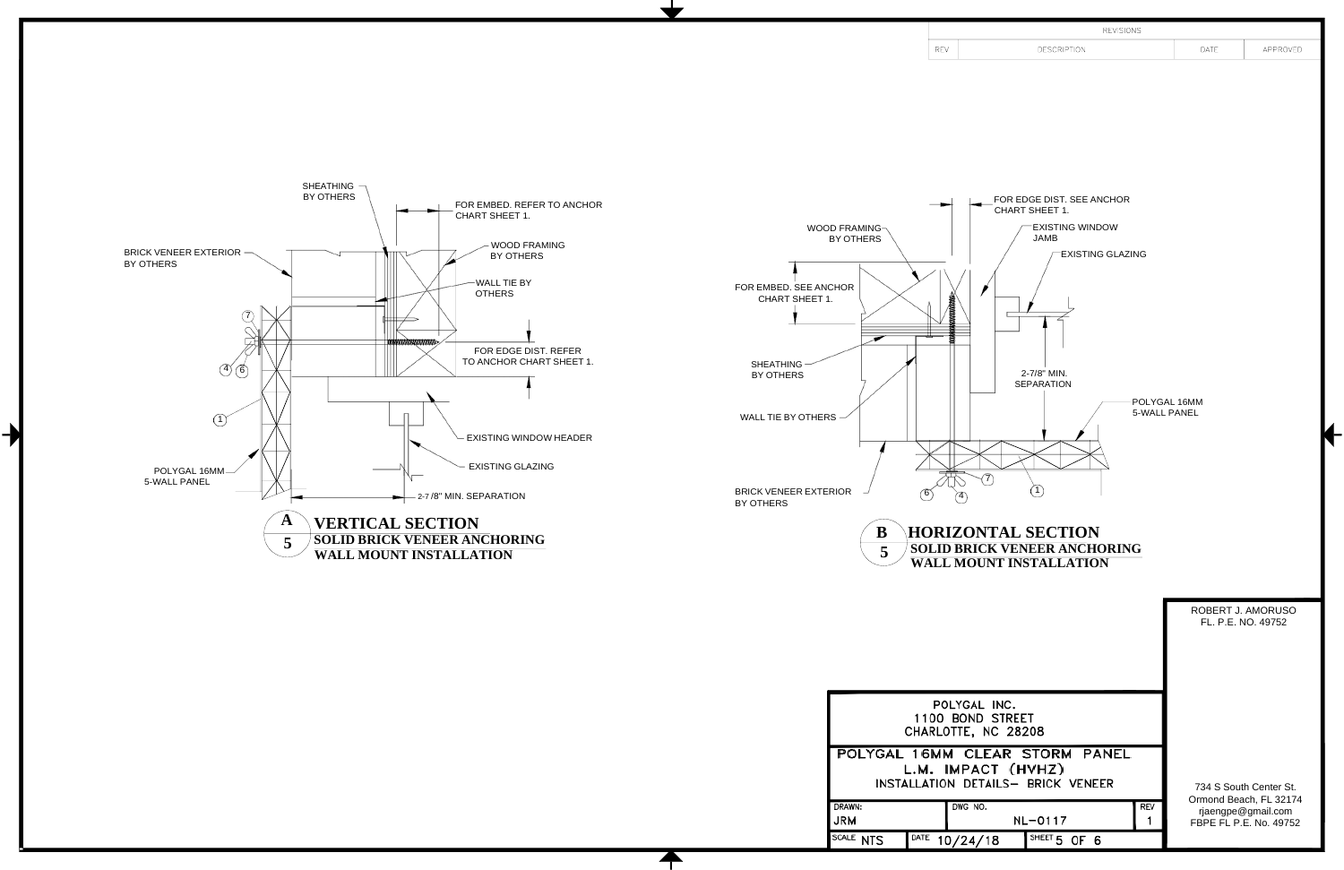| REVISIONS | | | |
|---|---|---|---|
| REV | DESCRIPTION | DATE | APPROVED |

SHEATHING BY OTHERS

FOR EMBED. REFER TO ANCHOR CHART SHEET 1.

BRICK VENEER EXTERIOR BY OTHERS

WOOD FRAMING BY OTHERS

WALL TIE BY OTHERS

FOR EDGE DIST. REFER TO ANCHOR CHART SHEET 1.

7

4 6

1

EXISTING WINDOW HEADER

EXISTING GLAZING

POLYGAL 16MM 5-WALL PANEL

2-7/8" MIN. SEPARATION

## A/5 VERTICAL SECTION

**SOLID BRICK VENEER ANCHORING**
**WALL MOUNT INSTALLATION**

FOR EDGE DIST. SEE ANCHOR CHART SHEET 1.

WOOD FRAMING BY OTHERS

EXISTING WINDOW JAMB

EXISTING GLAZING

FOR EMBED. SEE ANCHOR CHART SHEET 1.

SHEATHING BY OTHERS

2-7/8" MIN. SEPARATION

POLYGAL 16MM 5-WALL PANEL

WALL TIE BY OTHERS

BRICK VENEER EXTERIOR BY OTHERS

7

6 4

1

## B/5 HORIZONTAL SECTION

**SOLID BRICK VENEER ANCHORING**
**WALL MOUNT INSTALLATION**

ROBERT J. AMORUSO
FL. P.E. NO. 49752

POLYGAL INC.
1100 BOND STREET
CHARLOTTE, NC 28208

POLYGAL 16MM CLEAR STORM PANEL
L.M. IMPACT (HVHZ)
INSTALLATION DETAILS– BRICK VENEER

| DRAWN: | DWG NO. | REV |
|---|---|---|
| JRM | NL-0117 | 1 |
| SCALE NTS | DATE 10/24/18 | SHEET 5 OF 6 |

734 S South Center St.
Ormond Beach, FL 32174
rjaengpe@gmail.com
FBPE FL P.E. No. 49752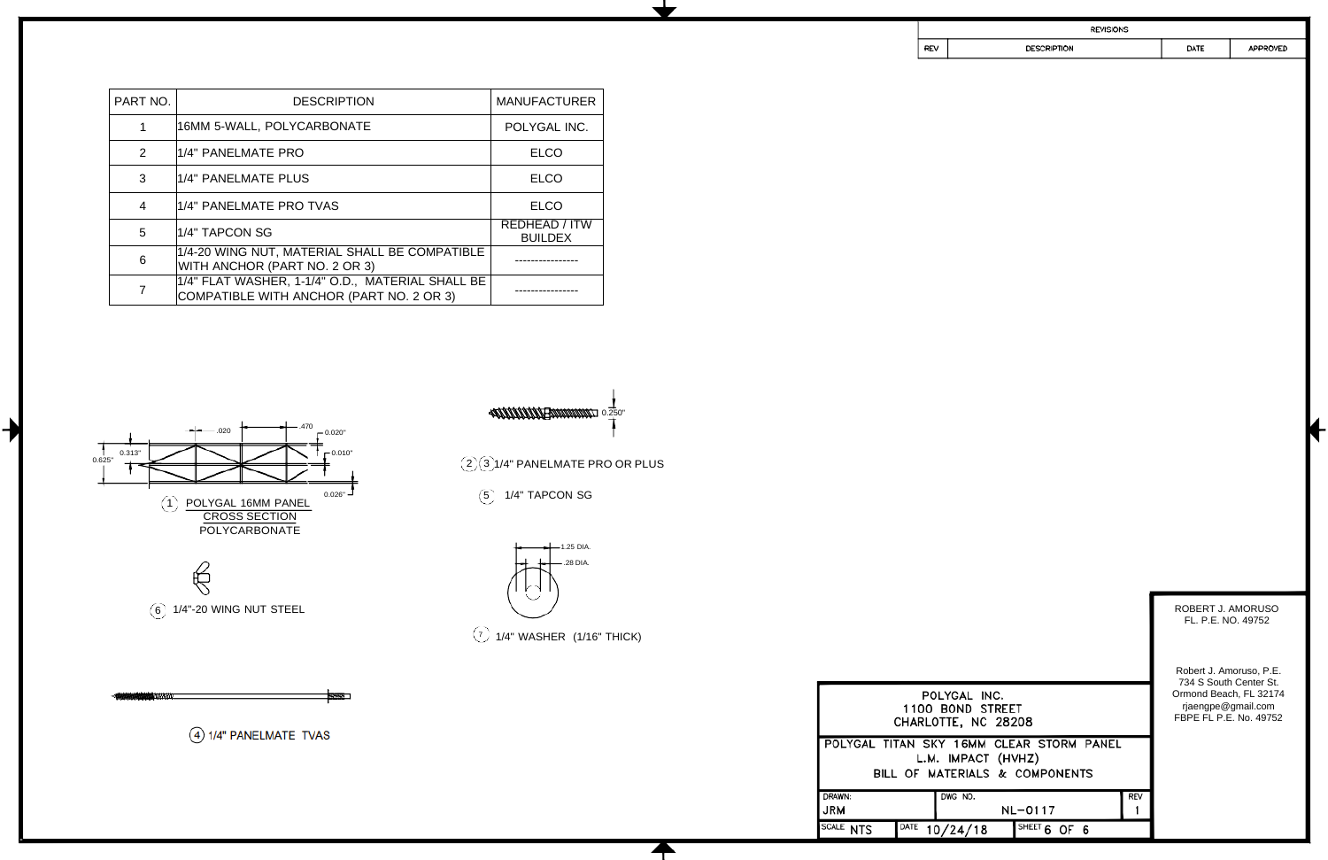| REVISIONS | | | |
|---|---|---|---|
| REV | DESCRIPTION | DATE | APPROVED |

| PART NO. | DESCRIPTION | MANUFACTURER |
|---|---|---|
| 1 | 16MM 5-WALL, POLYCARBONATE | POLYGAL INC. |
| 2 | 1/4" PANELMATE PRO | ELCO |
| 3 | 1/4" PANELMATE PLUS | ELCO |
| 4 | 1/4" PANELMATE PRO TVAS | ELCO |
| 5 | 1/4" TAPCON SG | REDHEAD / ITW BUILDEX |
| 6 | 1/4-20 WING NUT, MATERIAL SHALL BE COMPATIBLE WITH ANCHOR (PART NO. 2 OR 3) | ---------------- |
| 7 | 1/4" FLAT WASHER, 1-1/4" O.D., MATERIAL SHALL BE COMPATIBLE WITH ANCHOR (PART NO. 2 OR 3) | ---------------- |

.020
.470
0.020"
0.313"
0.625"
0.010"
0.026"

(1) POLYGAL 16MM PANEL CROSS SECTION
POLYCARBONATE

0.250"

(2) (3) 1/4" PANELMATE PRO OR PLUS

(5) 1/4" TAPCON SG

1.25 DIA.
.28 DIA.

(6) 1/4"-20 WING NUT STEEL

(7) 1/4" WASHER (1/16" THICK)

(4) 1/4" PANELMATE TVAS

ROBERT J. AMORUSO
FL. P.E. NO. 49752

Robert J. Amoruso, P.E.
734 S South Center St.
Ormond Beach, FL 32174
rjaengpe@gmail.com
FBPE FL P.E. No. 49752

POLYGAL INC.
1100 BOND STREET
CHARLOTTE, NC 28208

POLYGAL TITAN SKY 16MM CLEAR STORM PANEL
L.M. IMPACT (HVHZ)
BILL OF MATERIALS & COMPONENTS

| DRAWN: JRM | DWG NO. NL-0117 | REV 1 |
|---|---|---|
| SCALE NTS | DATE 10/24/18 | SHEET 6 OF 6 |